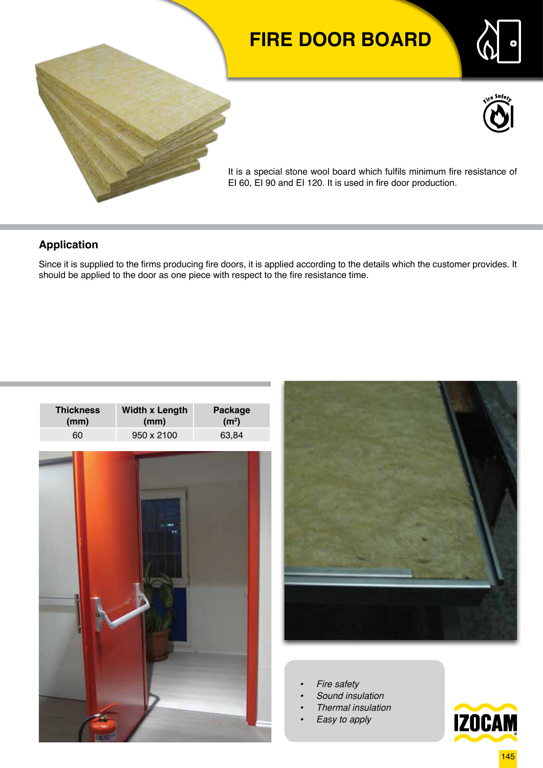# FIRE DOOR BOARD

It is a special stone wool board which fulfils minimum fire resistance of EI 60, EI 90 and EI 120. It is used in fire door production.

## Application

Since it is supplied to the firms producing fire doors, it is applied according to the details which the customer provides. It should be applied to the door as one piece with respect to the fire resistance time.

| Thickness (mm) | Width x Length (mm) | Package ($m^2$) |
|---|---|---|
| 60 | 950 x 2100 | 63,84 |

- *Fire safety*
- *Sound insulation*
- *Thermal insulation*
- *Easy to apply*

IZOCAM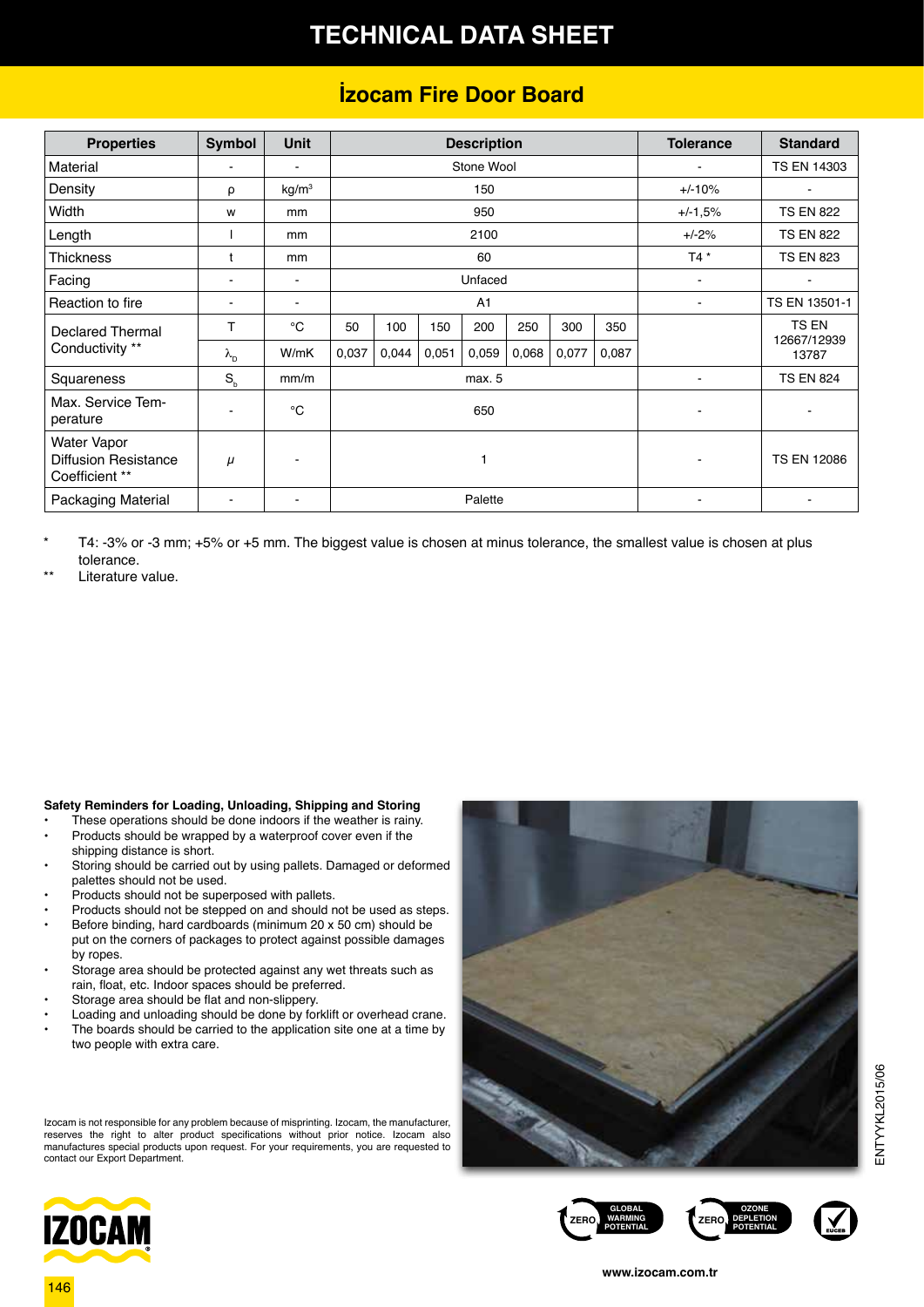# TECHNICAL DATA SHEET

## İzocam Fire Door Board

| Properties | Symbol | Unit | Description | | | | | | | Tolerance | Standard |
|---|---|---|---|---|---|---|---|---|---|---|---|
| Material | - | - | Stone Wool | | | | | | | - | TS EN 14303 |
| Density | ρ | $kg/m^3$ | 150 | | | | | | | +/-10% | - |
| Width | w | mm | 950 | | | | | | | +/-1,5% | TS EN 822 |
| Length | l | mm | 2100 | | | | | | | +/-2% | TS EN 822 |
| Thickness | t | mm | 60 | | | | | | | T4 * | TS EN 823 |
| Facing | - | - | Unfaced | | | | | | | - | - |
| Reaction to fire | - | - | A1 | | | | | | | - | TS EN 13501-1 |
| Declared Thermal Conductivity ** | T | °C | 50 | 100 | 150 | 200 | 250 | 300 | 350 | | TS EN 12667/12939 13787 |
| | $\lambda_D$ | W/mK | 0,037 | 0,044 | 0,051 | 0,059 | 0,068 | 0,077 | 0,087 | | |
| Squareness | $S_b$ | mm/m | max. 5 | | | | | | | - | TS EN 824 |
| Max. Service Temperature | - | °C | 650 | | | | | | | - | - |
| Water Vapor Diffusion Resistance Coefficient ** | μ | - | 1 | | | | | | | - | TS EN 12086 |
| Packaging Material | - | - | Palette | | | | | | | - | - |

\* T4: -3% or -3 mm; +5% or +5 mm. The biggest value is chosen at minus tolerance, the smallest value is chosen at plus tolerance.

\** Literature value.

**Safety Reminders for Loading, Unloading, Shipping and Storing**

- These operations should be done indoors if the weather is rainy.
- Products should be wrapped by a waterproof cover even if the shipping distance is short.
- Storing should be carried out by using pallets. Damaged or deformed palettes should not be used.
- Products should not be superposed with pallets.
- Products should not be stepped on and should not be used as steps.
- Before binding, hard cardboards (minimum 20 x 50 cm) should be put on the corners of packages to protect against possible damages by ropes.
- Storage area should be protected against any wet threats such as rain, float, etc. Indoor spaces should be preferred.
- Storage area should be flat and non-slippery.
- Loading and unloading should be done by forklift or overhead crane.
- The boards should be carried to the application site one at a time by two people with extra care.

Izocam is not responsible for any problem because of misprinting. Izocam, the manufacturer, reserves the right to alter product specifications without prior notice. Izocam also manufactures special products upon request. For your requirements, you are requested to contact our Export Department.

ENTYYKL2015/06

ZERO GLOBAL WARMING POTENTIAL

ZERO OZONE DEPLETION POTENTIAL

www.izocam.com.tr